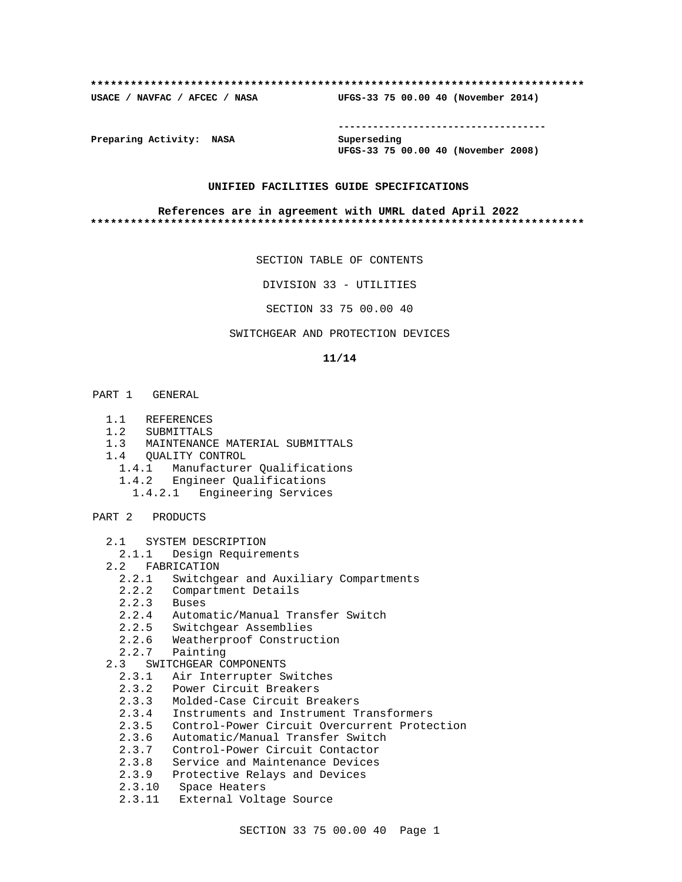**************************************************************************

**USACE / NAVFAC / AFCEC / NASA** **UFGS-33 75 00.00 40 (November 2014)**

-----------------------------------

**Preparing Activity: NASA** **Superseding**
**UFGS-33 75 00.00 40 (November 2008)**

**UNIFIED FACILITIES GUIDE SPECIFICATIONS**

**References are in agreement with UMRL dated April 2022**

**************************************************************************

SECTION TABLE OF CONTENTS

DIVISION 33 - UTILITIES

SECTION 33 75 00.00 40

SWITCHGEAR AND PROTECTION DEVICES

**11/14**

PART 1 GENERAL

- 1.1 REFERENCES
- 1.2 SUBMITTALS
- 1.3 MAINTENANCE MATERIAL SUBMITTALS
- 1.4 QUALITY CONTROL
  - 1.4.1 Manufacturer Qualifications
  - 1.4.2 Engineer Qualifications
    - 1.4.2.1 Engineering Services

PART 2 PRODUCTS

- 2.1 SYSTEM DESCRIPTION
  - 2.1.1 Design Requirements
- 2.2 FABRICATION
  - 2.2.1 Switchgear and Auxiliary Compartments
  - 2.2.2 Compartment Details
  - 2.2.3 Buses
  - 2.2.4 Automatic/Manual Transfer Switch
  - 2.2.5 Switchgear Assemblies
  - 2.2.6 Weatherproof Construction
  - 2.2.7 Painting
- 2.3 SWITCHGEAR COMPONENTS
  - 2.3.1 Air Interrupter Switches
  - 2.3.2 Power Circuit Breakers
  - 2.3.3 Molded-Case Circuit Breakers
  - 2.3.4 Instruments and Instrument Transformers
  - 2.3.5 Control-Power Circuit Overcurrent Protection
  - 2.3.6 Automatic/Manual Transfer Switch
  - 2.3.7 Control-Power Circuit Contactor
  - 2.3.8 Service and Maintenance Devices
  - 2.3.9 Protective Relays and Devices
  - 2.3.10 Space Heaters
  - 2.3.11 External Voltage Source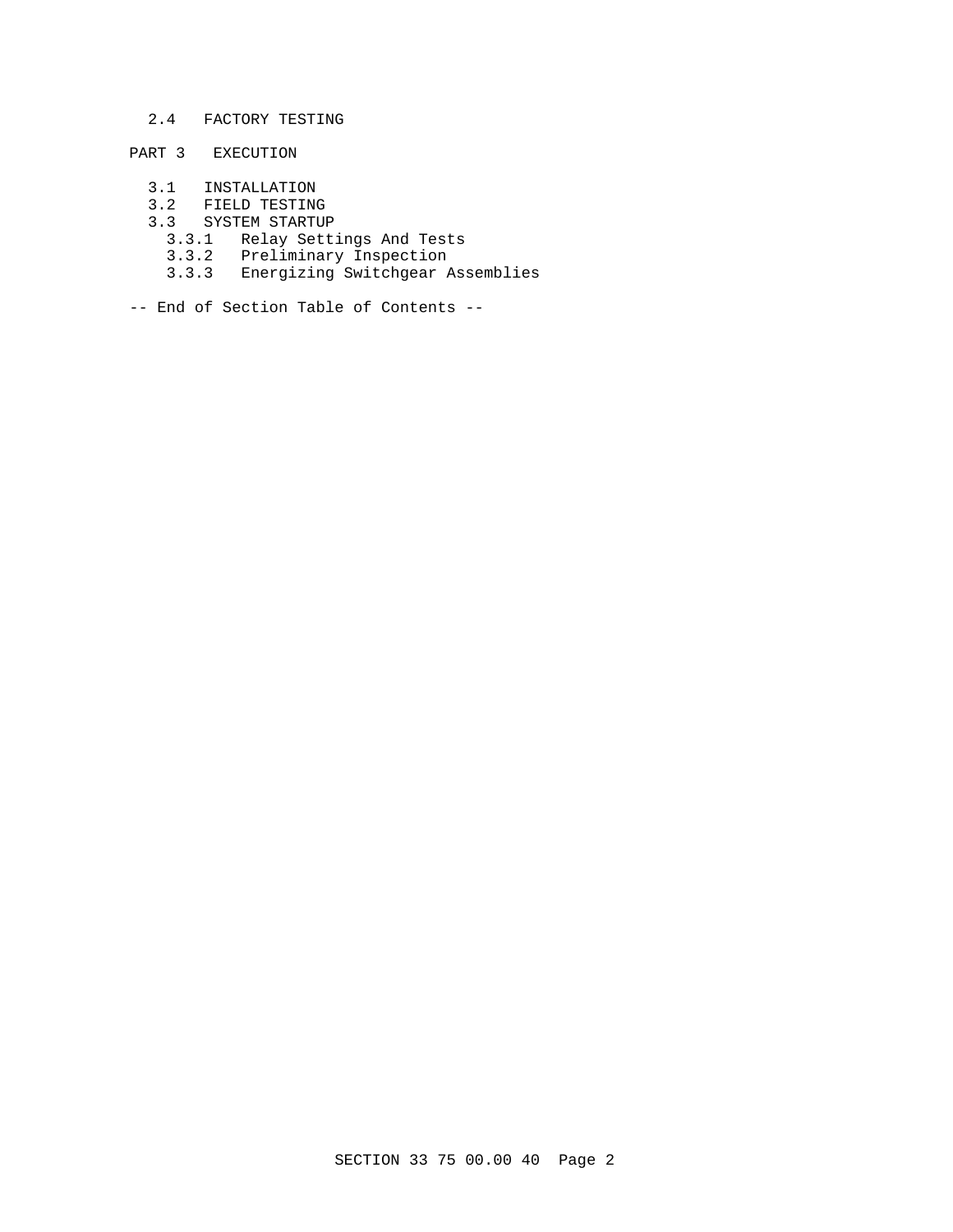2.4 FACTORY TESTING

PART 3 EXECUTION

3.1 INSTALLATION
3.2 FIELD TESTING
3.3 SYSTEM STARTUP
  3.3.1 Relay Settings And Tests
  3.3.2 Preliminary Inspection
  3.3.3 Energizing Switchgear Assemblies

-- End of Section Table of Contents --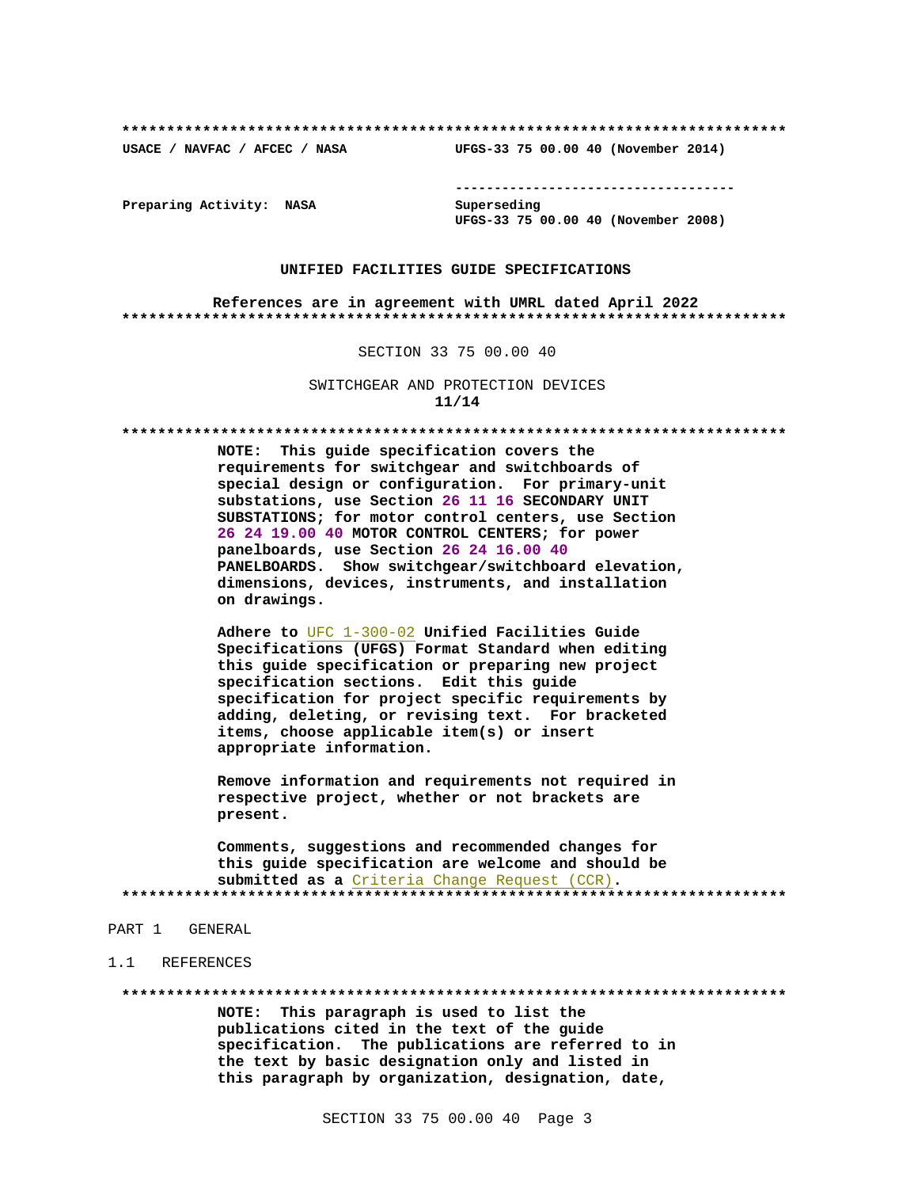**************************************************************************

USACE / NAVFAC / AFCEC / NASA                    UFGS-33 75 00.00 40 (November 2014)

-----------------------------------

Preparing Activity: NASA                         Superseding
UFGS-33 75 00.00 40 (November 2008)

**UNIFIED FACILITIES GUIDE SPECIFICATIONS**

**References are in agreement with UMRL dated April 2022**

**************************************************************************

SECTION 33 75 00.00 40

SWITCHGEAR AND PROTECTION DEVICES
**11/14**

**************************************************************************

**NOTE: This guide specification covers the requirements for switchgear and switchboards of special design or configuration. For primary-unit substations, use Section 26 11 16 SECONDARY UNIT SUBSTATIONS; for motor control centers, use Section 26 24 19.00 40 MOTOR CONTROL CENTERS; for power panelboards, use Section 26 24 16.00 40 PANELBOARDS. Show switchgear/switchboard elevation, dimensions, devices, instruments, and installation on drawings.**

**Adhere to UFC 1-300-02 Unified Facilities Guide Specifications (UFGS) Format Standard when editing this guide specification or preparing new project specification sections. Edit this guide specification for project specific requirements by adding, deleting, or revising text. For bracketed items, choose applicable item(s) or insert appropriate information.**

**Remove information and requirements not required in respective project, whether or not brackets are present.**

**Comments, suggestions and recommended changes for this guide specification are welcome and should be submitted as a Criteria Change Request (CCR).**

**************************************************************************

## PART 1 GENERAL

### 1.1 REFERENCES

**************************************************************************

**NOTE: This paragraph is used to list the publications cited in the text of the guide specification. The publications are referred to in the text by basic designation only and listed in this paragraph by organization, designation, date,**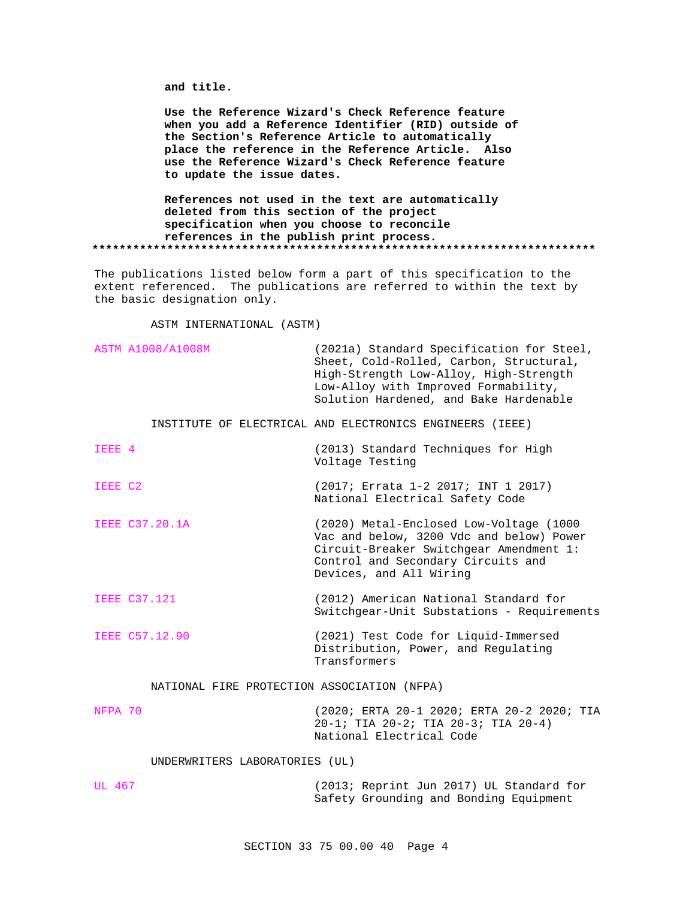**and title.**

**Use the Reference Wizard's Check Reference feature when you add a Reference Identifier (RID) outside of the Section's Reference Article to automatically place the reference in the Reference Article. Also use the Reference Wizard's Check Reference feature to update the issue dates.**

**References not used in the text are automatically deleted from this section of the project specification when you choose to reconcile references in the publish print process.**
**************************************************************************

The publications listed below form a part of this specification to the extent referenced. The publications are referred to within the text by the basic designation only.

ASTM INTERNATIONAL (ASTM)

ASTM A1008/A1008M (2021a) Standard Specification for Steel, Sheet, Cold-Rolled, Carbon, Structural, High-Strength Low-Alloy, High-Strength Low-Alloy with Improved Formability, Solution Hardened, and Bake Hardenable

INSTITUTE OF ELECTRICAL AND ELECTRONICS ENGINEERS (IEEE)

IEEE 4 (2013) Standard Techniques for High Voltage Testing

IEEE C2 (2017; Errata 1-2 2017; INT 1 2017) National Electrical Safety Code

IEEE C37.20.1A (2020) Metal-Enclosed Low-Voltage (1000 Vac and below, 3200 Vdc and below) Power Circuit-Breaker Switchgear Amendment 1: Control and Secondary Circuits and Devices, and All Wiring

IEEE C37.121 (2012) American National Standard for Switchgear-Unit Substations - Requirements

IEEE C57.12.90 (2021) Test Code for Liquid-Immersed Distribution, Power, and Regulating Transformers

NATIONAL FIRE PROTECTION ASSOCIATION (NFPA)

NFPA 70 (2020; ERTA 20-1 2020; ERTA 20-2 2020; TIA 20-1; TIA 20-2; TIA 20-3; TIA 20-4) National Electrical Code

UNDERWRITERS LABORATORIES (UL)

UL 467 (2013; Reprint Jun 2017) UL Standard for Safety Grounding and Bonding Equipment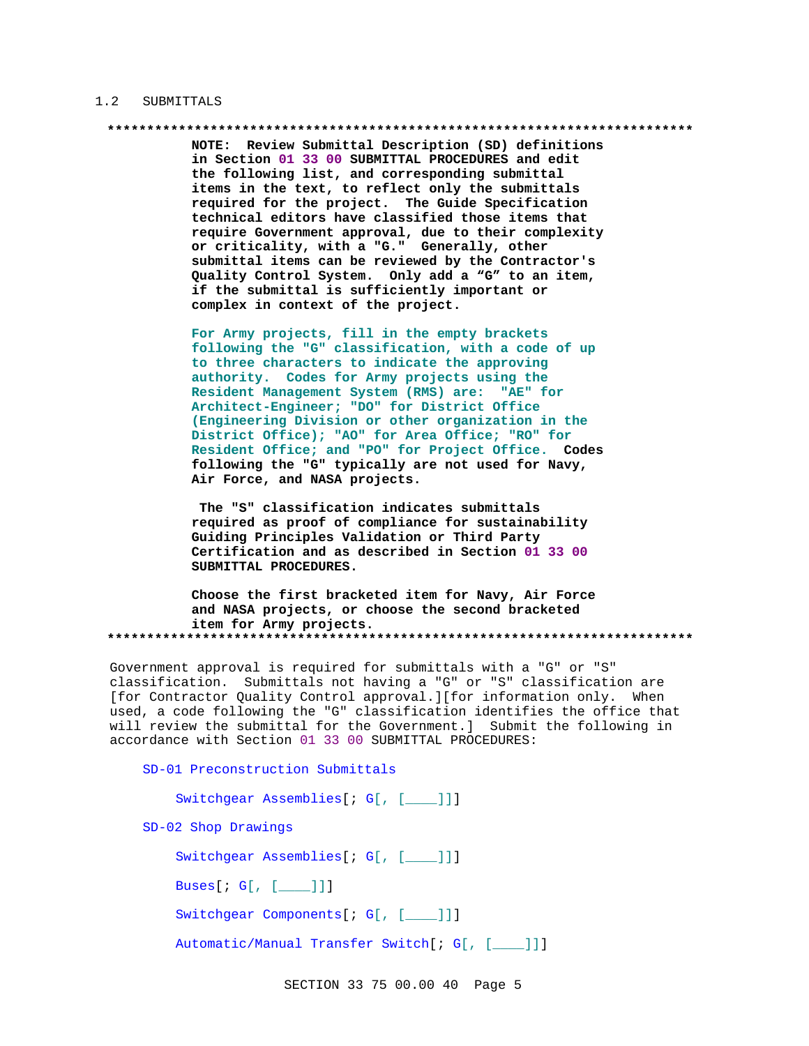## 1.2 SUBMITTALS

**************************************************************************

**NOTE: Review Submittal Description (SD) definitions in Section 01 33 00 SUBMITTAL PROCEDURES and edit the following list, and corresponding submittal items in the text, to reflect only the submittals required for the project. The Guide Specification technical editors have classified those items that require Government approval, due to their complexity or criticality, with a "G." Generally, other submittal items can be reviewed by the Contractor's Quality Control System. Only add a "G" to an item, if the submittal is sufficiently important or complex in context of the project.**

**For Army projects, fill in the empty brackets following the "G" classification, with a code of up to three characters to indicate the approving authority. Codes for Army projects using the Resident Management System (RMS) are: "AE" for Architect-Engineer; "DO" for District Office (Engineering Division or other organization in the District Office); "AO" for Area Office; "RO" for Resident Office; and "PO" for Project Office. Codes following the "G" typically are not used for Navy, Air Force, and NASA projects.**

**The "S" classification indicates submittals required as proof of compliance for sustainability Guiding Principles Validation or Third Party Certification and as described in Section 01 33 00 SUBMITTAL PROCEDURES.**

**Choose the first bracketed item for Navy, Air Force and NASA projects, or choose the second bracketed item for Army projects.**

**************************************************************************

Government approval is required for submittals with a "G" or "S" classification. Submittals not having a "G" or "S" classification are [for Contractor Quality Control approval.][for information only. When used, a code following the "G" classification identifies the office that will review the submittal for the Government.] Submit the following in accordance with Section 01 33 00 SUBMITTAL PROCEDURES:

SD-01 Preconstruction Submittals

Switchgear Assemblies[; G[, [____]]]

SD-02 Shop Drawings

Switchgear Assemblies[; G[, [____]]]

Buses[; G[, [____]]]

Switchgear Components[; G[, [____]]]

Automatic/Manual Transfer Switch[; G[, [____]]]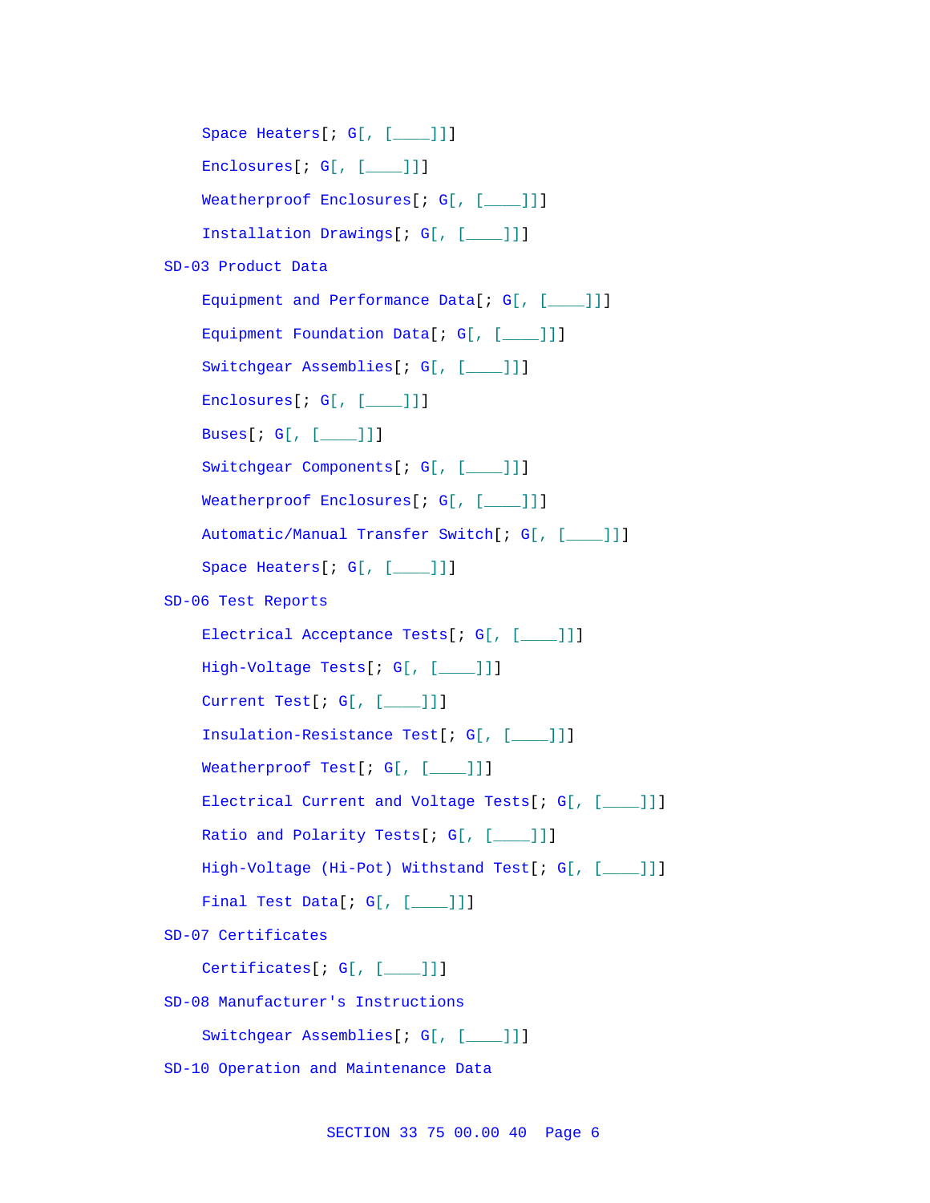Space Heaters[; G[, [____]]]

Enclosures[; G[, [____]]]

Weatherproof Enclosures[; G[, [____]]]

Installation Drawings[; G[, [____]]]

SD-03 Product Data

Equipment and Performance Data[; G[, [____]]]

Equipment Foundation Data[; G[, [____]]]

Switchgear Assemblies[; G[, [____]]]

Enclosures[; G[, [____]]]

Buses[; G[, [____]]]

Switchgear Components[; G[, [____]]]

Weatherproof Enclosures[; G[, [____]]]

Automatic/Manual Transfer Switch[; G[, [____]]]

Space Heaters[; G[, [____]]]

SD-06 Test Reports

Electrical Acceptance Tests[; G[, [____]]]

High-Voltage Tests[; G[, [____]]]

Current Test[; G[, [____]]]

Insulation-Resistance Test[; G[, [____]]]

Weatherproof Test[; G[, [____]]]

Electrical Current and Voltage Tests[; G[, [____]]]

Ratio and Polarity Tests[; G[, [____]]]

High-Voltage (Hi-Pot) Withstand Test[; G[, [____]]]

Final Test Data[; G[, [____]]]

SD-07 Certificates

Certificates[; G[, [____]]]

SD-08 Manufacturer's Instructions

Switchgear Assemblies[; G[, [____]]]

SD-10 Operation and Maintenance Data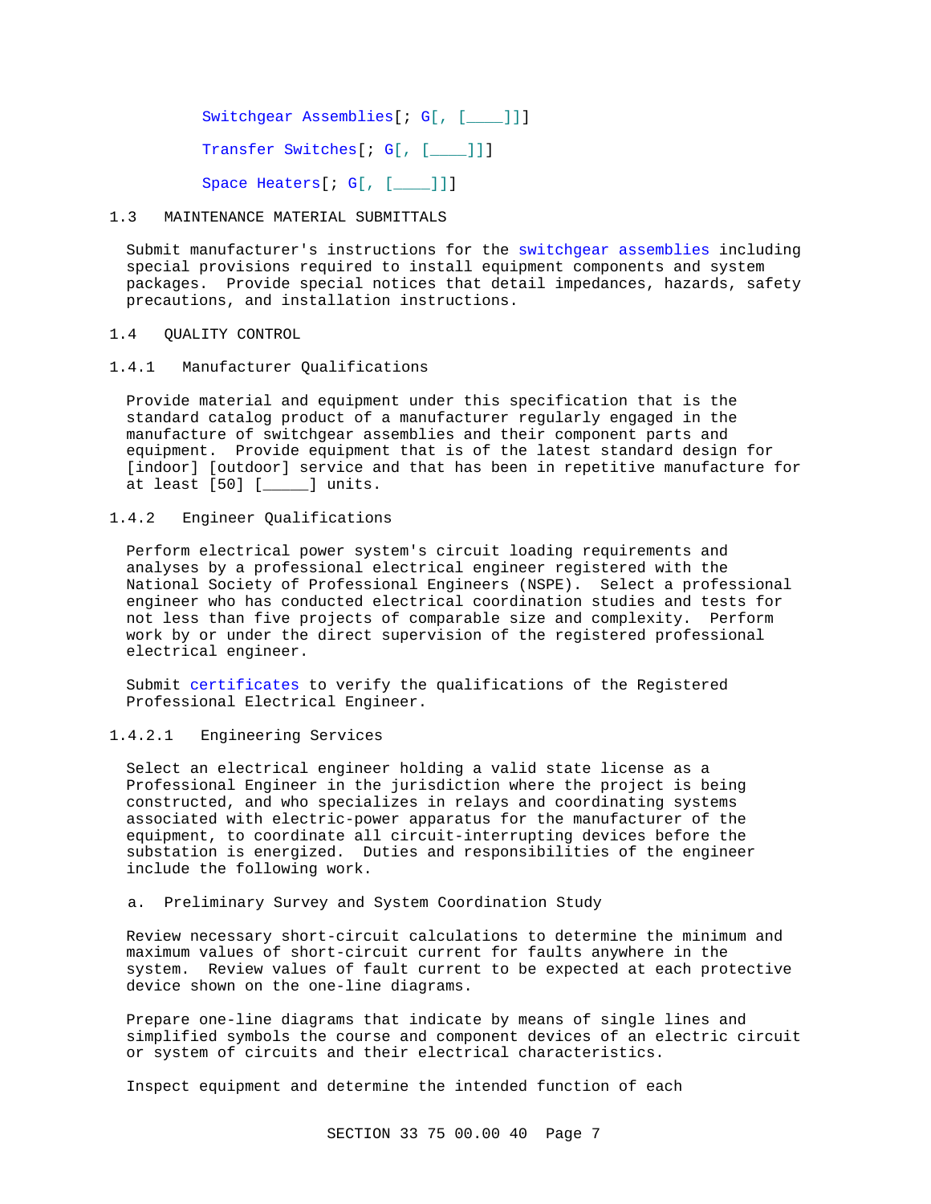Switchgear Assemblies[; G[, [____]]]

Transfer Switches[; G[, [____]]]

Space Heaters[; G[, [____]]]

## 1.3 MAINTENANCE MATERIAL SUBMITTALS

Submit manufacturer's instructions for the switchgear assemblies including special provisions required to install equipment components and system packages. Provide special notices that detail impedances, hazards, safety precautions, and installation instructions.

## 1.4 QUALITY CONTROL

### 1.4.1 Manufacturer Qualifications

Provide material and equipment under this specification that is the standard catalog product of a manufacturer regularly engaged in the manufacture of switchgear assemblies and their component parts and equipment. Provide equipment that is of the latest standard design for [indoor] [outdoor] service and that has been in repetitive manufacture for at least [50] [_____] units.

### 1.4.2 Engineer Qualifications

Perform electrical power system's circuit loading requirements and analyses by a professional electrical engineer registered with the National Society of Professional Engineers (NSPE). Select a professional engineer who has conducted electrical coordination studies and tests for not less than five projects of comparable size and complexity. Perform work by or under the direct supervision of the registered professional electrical engineer.

Submit certificates to verify the qualifications of the Registered Professional Electrical Engineer.

#### 1.4.2.1 Engineering Services

Select an electrical engineer holding a valid state license as a Professional Engineer in the jurisdiction where the project is being constructed, and who specializes in relays and coordinating systems associated with electric-power apparatus for the manufacturer of the equipment, to coordinate all circuit-interrupting devices before the substation is energized. Duties and responsibilities of the engineer include the following work.

a. Preliminary Survey and System Coordination Study

Review necessary short-circuit calculations to determine the minimum and maximum values of short-circuit current for faults anywhere in the system. Review values of fault current to be expected at each protective device shown on the one-line diagrams.

Prepare one-line diagrams that indicate by means of single lines and simplified symbols the course and component devices of an electric circuit or system of circuits and their electrical characteristics.

Inspect equipment and determine the intended function of each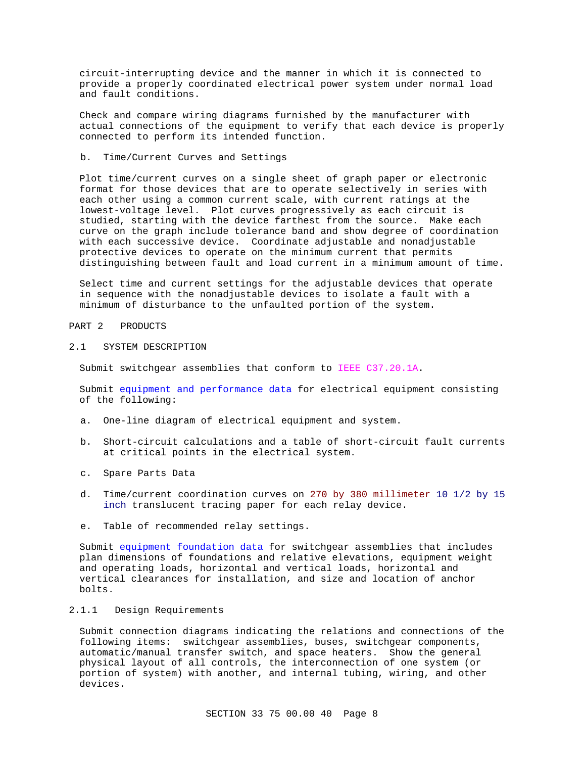circuit-interrupting device and the manner in which it is connected to provide a properly coordinated electrical power system under normal load and fault conditions.

Check and compare wiring diagrams furnished by the manufacturer with actual connections of the equipment to verify that each device is properly connected to perform its intended function.

b. Time/Current Curves and Settings

Plot time/current curves on a single sheet of graph paper or electronic format for those devices that are to operate selectively in series with each other using a common current scale, with current ratings at the lowest-voltage level. Plot curves progressively as each circuit is studied, starting with the device farthest from the source. Make each curve on the graph include tolerance band and show degree of coordination with each successive device. Coordinate adjustable and nonadjustable protective devices to operate on the minimum current that permits distinguishing between fault and load current in a minimum amount of time.

Select time and current settings for the adjustable devices that operate in sequence with the nonadjustable devices to isolate a fault with a minimum of disturbance to the unfaulted portion of the system.

# PART 2 PRODUCTS

## 2.1 SYSTEM DESCRIPTION

Submit switchgear assemblies that conform to IEEE C37.20.1A.

Submit equipment and performance data for electrical equipment consisting of the following:

a. One-line diagram of electrical equipment and system.

b. Short-circuit calculations and a table of short-circuit fault currents at critical points in the electrical system.

c. Spare Parts Data

d. Time/current coordination curves on 270 by 380 millimeter 10 1/2 by 15 inch translucent tracing paper for each relay device.

e. Table of recommended relay settings.

Submit equipment foundation data for switchgear assemblies that includes plan dimensions of foundations and relative elevations, equipment weight and operating loads, horizontal and vertical loads, horizontal and vertical clearances for installation, and size and location of anchor bolts.

### 2.1.1 Design Requirements

Submit connection diagrams indicating the relations and connections of the following items: switchgear assemblies, buses, switchgear components, automatic/manual transfer switch, and space heaters. Show the general physical layout of all controls, the interconnection of one system (or portion of system) with another, and internal tubing, wiring, and other devices.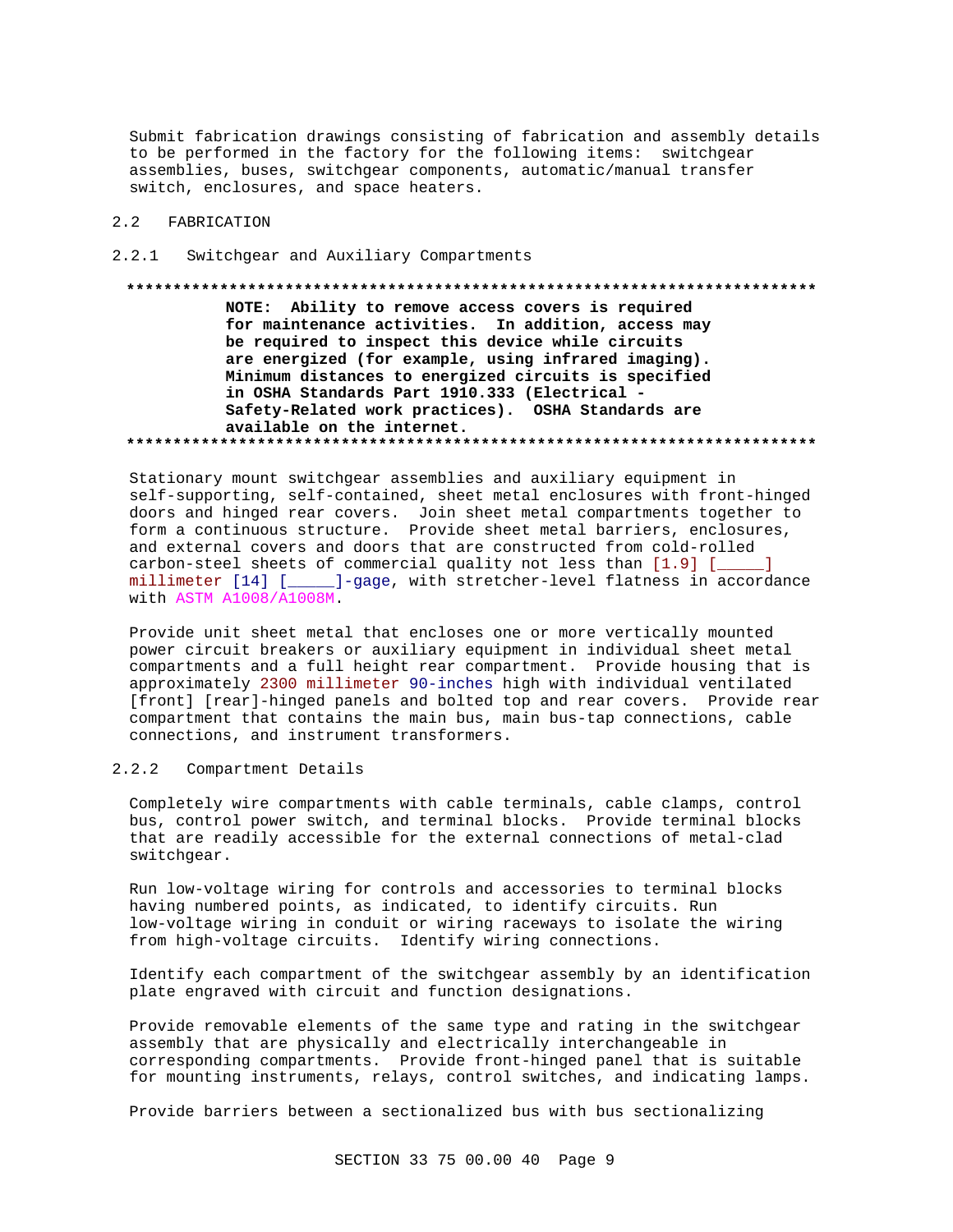Submit fabrication drawings consisting of fabrication and assembly details to be performed in the factory for the following items: switchgear assemblies, buses, switchgear components, automatic/manual transfer switch, enclosures, and space heaters.

## 2.2 FABRICATION

### 2.2.1 Switchgear and Auxiliary Compartments

**************************************************************************
**NOTE: Ability to remove access covers is required for maintenance activities. In addition, access may be required to inspect this device while circuits are energized (for example, using infrared imaging). Minimum distances to energized circuits is specified in OSHA Standards Part 1910.333 (Electrical - Safety-Related work practices). OSHA Standards are available on the internet.**
**************************************************************************

Stationary mount switchgear assemblies and auxiliary equipment in self-supporting, self-contained, sheet metal enclosures with front-hinged doors and hinged rear covers. Join sheet metal compartments together to form a continuous structure. Provide sheet metal barriers, enclosures, and external covers and doors that are constructed from cold-rolled carbon-steel sheets of commercial quality not less than [1.9] [_____] millimeter [14] [_____]-gage, with stretcher-level flatness in accordance with ASTM A1008/A1008M.

Provide unit sheet metal that encloses one or more vertically mounted power circuit breakers or auxiliary equipment in individual sheet metal compartments and a full height rear compartment. Provide housing that is approximately 2300 millimeter 90-inches high with individual ventilated [front] [rear]-hinged panels and bolted top and rear covers. Provide rear compartment that contains the main bus, main bus-tap connections, cable connections, and instrument transformers.

### 2.2.2 Compartment Details

Completely wire compartments with cable terminals, cable clamps, control bus, control power switch, and terminal blocks. Provide terminal blocks that are readily accessible for the external connections of metal-clad switchgear.

Run low-voltage wiring for controls and accessories to terminal blocks having numbered points, as indicated, to identify circuits. Run low-voltage wiring in conduit or wiring raceways to isolate the wiring from high-voltage circuits. Identify wiring connections.

Identify each compartment of the switchgear assembly by an identification plate engraved with circuit and function designations.

Provide removable elements of the same type and rating in the switchgear assembly that are physically and electrically interchangeable in corresponding compartments. Provide front-hinged panel that is suitable for mounting instruments, relays, control switches, and indicating lamps.

Provide barriers between a sectionalized bus with bus sectionalizing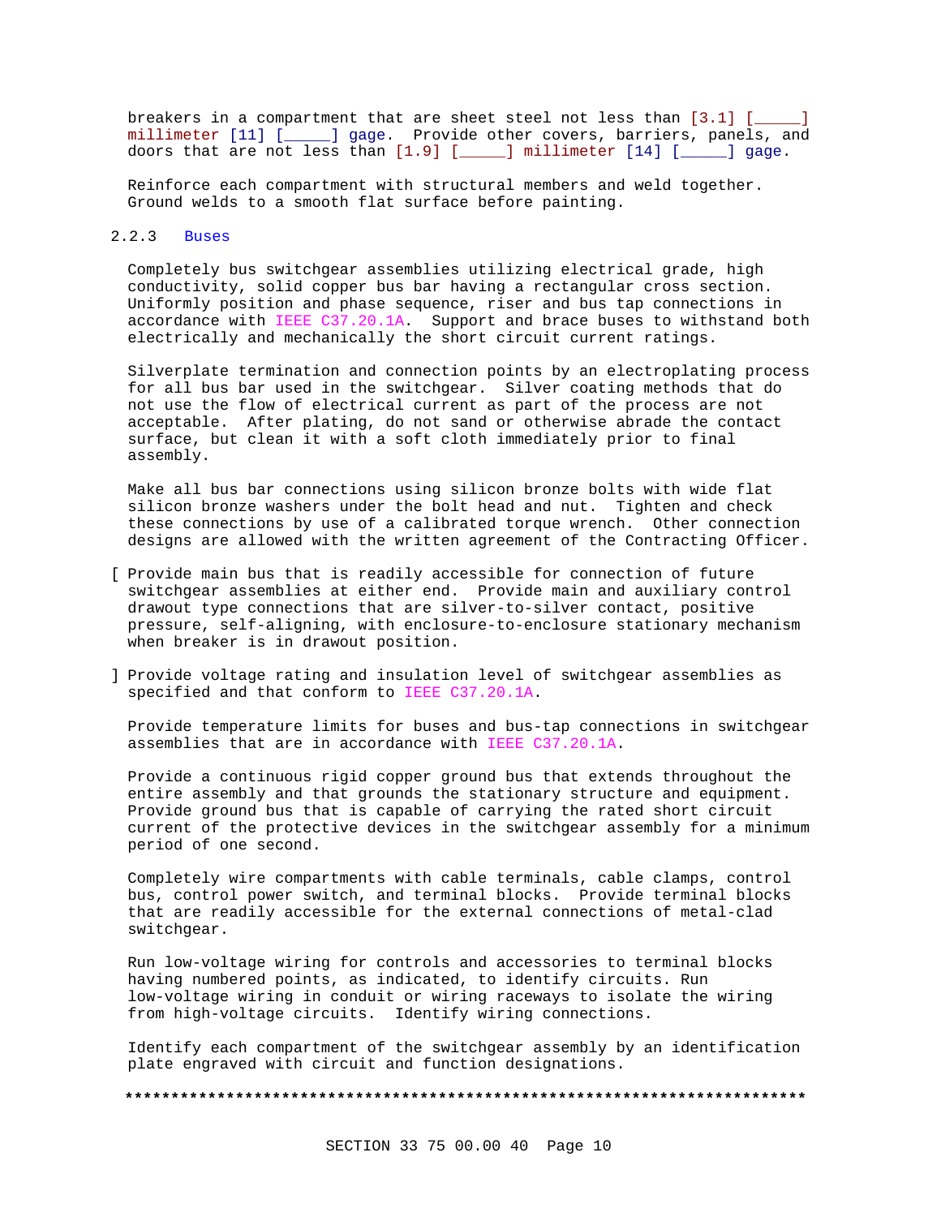breakers in a compartment that are sheet steel not less than [3.1] [_____] millimeter [11] [_____] gage. Provide other covers, barriers, panels, and doors that are not less than [1.9] [_____] millimeter [14] [_____] gage.

Reinforce each compartment with structural members and weld together. Ground welds to a smooth flat surface before painting.

### 2.2.3 Buses

Completely bus switchgear assemblies utilizing electrical grade, high conductivity, solid copper bus bar having a rectangular cross section. Uniformly position and phase sequence, riser and bus tap connections in accordance with IEEE C37.20.1A. Support and brace buses to withstand both electrically and mechanically the short circuit current ratings.

Silverplate termination and connection points by an electroplating process for all bus bar used in the switchgear. Silver coating methods that do not use the flow of electrical current as part of the process are not acceptable. After plating, do not sand or otherwise abrade the contact surface, but clean it with a soft cloth immediately prior to final assembly.

Make all bus bar connections using silicon bronze bolts with wide flat silicon bronze washers under the bolt head and nut. Tighten and check these connections by use of a calibrated torque wrench. Other connection designs are allowed with the written agreement of the Contracting Officer.

[ Provide main bus that is readily accessible for connection of future switchgear assemblies at either end. Provide main and auxiliary control drawout type connections that are silver-to-silver contact, positive pressure, self-aligning, with enclosure-to-enclosure stationary mechanism when breaker is in drawout position.

] Provide voltage rating and insulation level of switchgear assemblies as specified and that conform to IEEE C37.20.1A.

Provide temperature limits for buses and bus-tap connections in switchgear assemblies that are in accordance with IEEE C37.20.1A.

Provide a continuous rigid copper ground bus that extends throughout the entire assembly and that grounds the stationary structure and equipment. Provide ground bus that is capable of carrying the rated short circuit current of the protective devices in the switchgear assembly for a minimum period of one second.

Completely wire compartments with cable terminals, cable clamps, control bus, control power switch, and terminal blocks. Provide terminal blocks that are readily accessible for the external connections of metal-clad switchgear.

Run low-voltage wiring for controls and accessories to terminal blocks having numbered points, as indicated, to identify circuits. Run low-voltage wiring in conduit or wiring raceways to isolate the wiring from high-voltage circuits. Identify wiring connections.

Identify each compartment of the switchgear assembly by an identification plate engraved with circuit and function designations.

**************************************************************************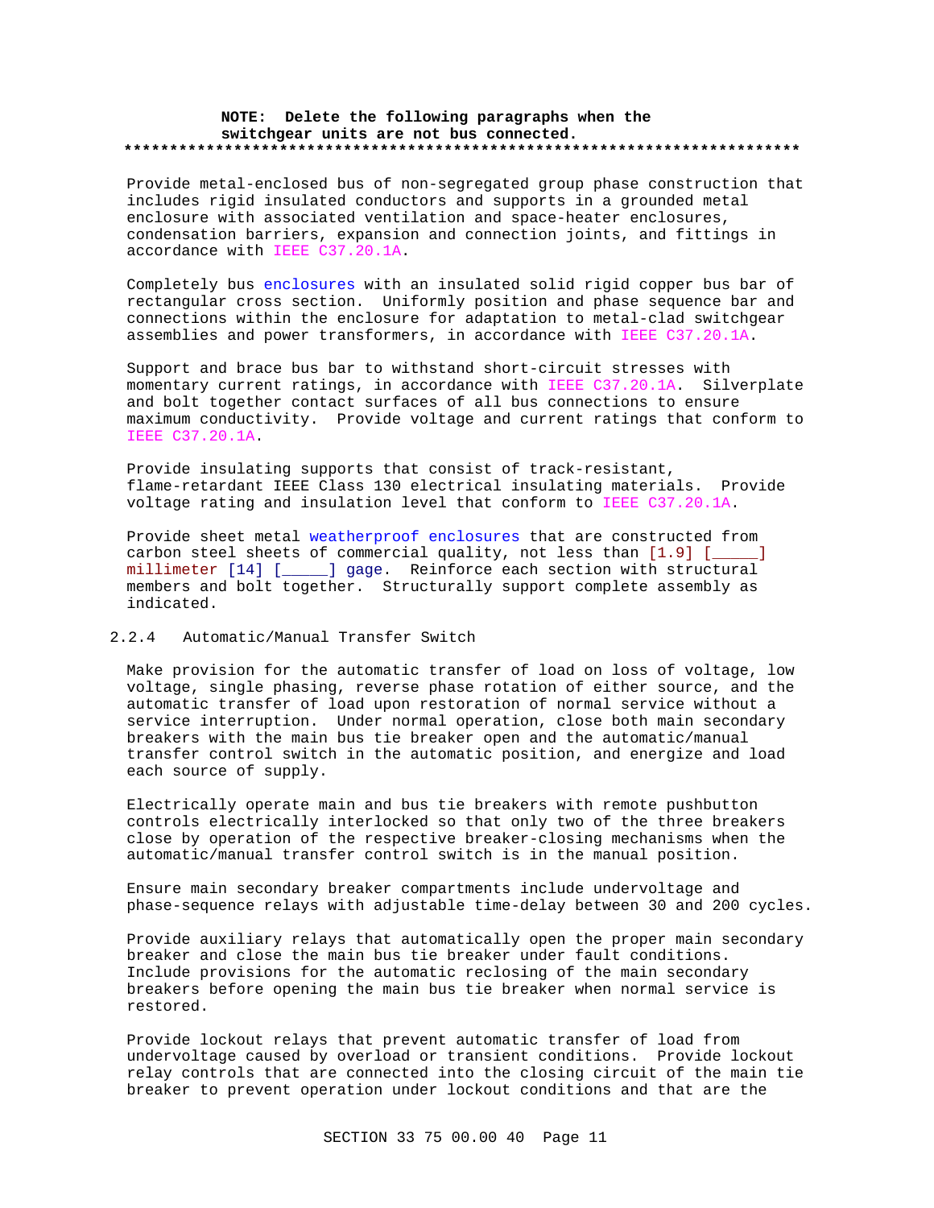**NOTE: Delete the following paragraphs when the switchgear units are not bus connected.**
**************************************************************************

Provide metal-enclosed bus of non-segregated group phase construction that includes rigid insulated conductors and supports in a grounded metal enclosure with associated ventilation and space-heater enclosures, condensation barriers, expansion and connection joints, and fittings in accordance with IEEE C37.20.1A.

Completely bus enclosures with an insulated solid rigid copper bus bar of rectangular cross section. Uniformly position and phase sequence bar and connections within the enclosure for adaptation to metal-clad switchgear assemblies and power transformers, in accordance with IEEE C37.20.1A.

Support and brace bus bar to withstand short-circuit stresses with momentary current ratings, in accordance with IEEE C37.20.1A. Silverplate and bolt together contact surfaces of all bus connections to ensure maximum conductivity. Provide voltage and current ratings that conform to IEEE C37.20.1A.

Provide insulating supports that consist of track-resistant, flame-retardant IEEE Class 130 electrical insulating materials. Provide voltage rating and insulation level that conform to IEEE C37.20.1A.

Provide sheet metal weatherproof enclosures that are constructed from carbon steel sheets of commercial quality, not less than [1.9] [_____] millimeter [14] [_____] gage. Reinforce each section with structural members and bolt together. Structurally support complete assembly as indicated.

### 2.2.4 Automatic/Manual Transfer Switch

Make provision for the automatic transfer of load on loss of voltage, low voltage, single phasing, reverse phase rotation of either source, and the automatic transfer of load upon restoration of normal service without a service interruption. Under normal operation, close both main secondary breakers with the main bus tie breaker open and the automatic/manual transfer control switch in the automatic position, and energize and load each source of supply.

Electrically operate main and bus tie breakers with remote pushbutton controls electrically interlocked so that only two of the three breakers close by operation of the respective breaker-closing mechanisms when the automatic/manual transfer control switch is in the manual position.

Ensure main secondary breaker compartments include undervoltage and phase-sequence relays with adjustable time-delay between 30 and 200 cycles.

Provide auxiliary relays that automatically open the proper main secondary breaker and close the main bus tie breaker under fault conditions. Include provisions for the automatic reclosing of the main secondary breakers before opening the main bus tie breaker when normal service is restored.

Provide lockout relays that prevent automatic transfer of load from undervoltage caused by overload or transient conditions. Provide lockout relay controls that are connected into the closing circuit of the main tie breaker to prevent operation under lockout conditions and that are the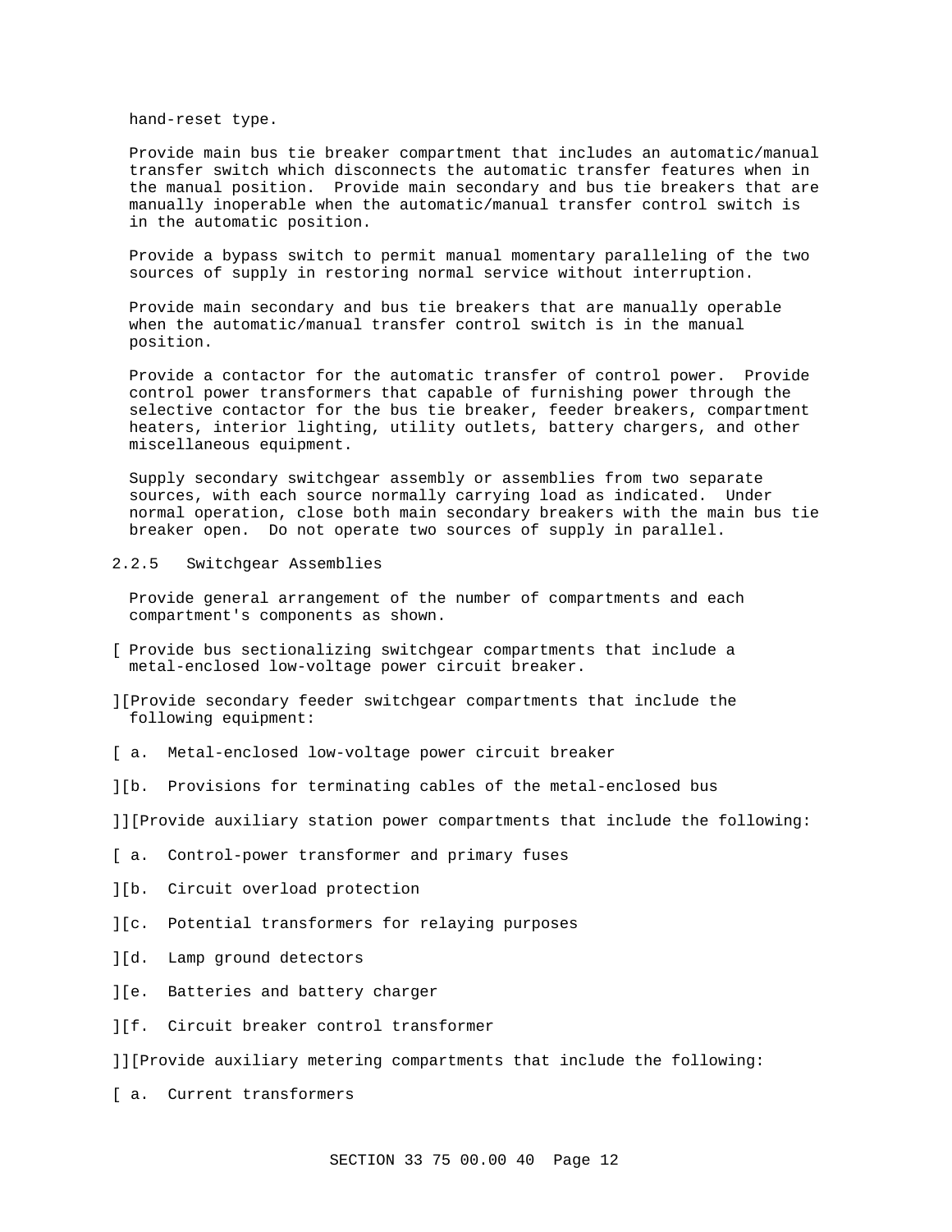hand-reset type.

Provide main bus tie breaker compartment that includes an automatic/manual transfer switch which disconnects the automatic transfer features when in the manual position. Provide main secondary and bus tie breakers that are manually inoperable when the automatic/manual transfer control switch is in the automatic position.

Provide a bypass switch to permit manual momentary paralleling of the two sources of supply in restoring normal service without interruption.

Provide main secondary and bus tie breakers that are manually operable when the automatic/manual transfer control switch is in the manual position.

Provide a contactor for the automatic transfer of control power. Provide control power transformers that capable of furnishing power through the selective contactor for the bus tie breaker, feeder breakers, compartment heaters, interior lighting, utility outlets, battery chargers, and other miscellaneous equipment.

Supply secondary switchgear assembly or assemblies from two separate sources, with each source normally carrying load as indicated. Under normal operation, close both main secondary breakers with the main bus tie breaker open. Do not operate two sources of supply in parallel.

### 2.2.5 Switchgear Assemblies

Provide general arrangement of the number of compartments and each compartment's components as shown.

[ Provide bus sectionalizing switchgear compartments that include a metal-enclosed low-voltage power circuit breaker.

][Provide secondary feeder switchgear compartments that include the following equipment:

[ a. Metal-enclosed low-voltage power circuit breaker

][b. Provisions for terminating cables of the metal-enclosed bus

]][Provide auxiliary station power compartments that include the following:

[ a. Control-power transformer and primary fuses

][b. Circuit overload protection

][c. Potential transformers for relaying purposes

][d. Lamp ground detectors

][e. Batteries and battery charger

][f. Circuit breaker control transformer

]][Provide auxiliary metering compartments that include the following:

[ a. Current transformers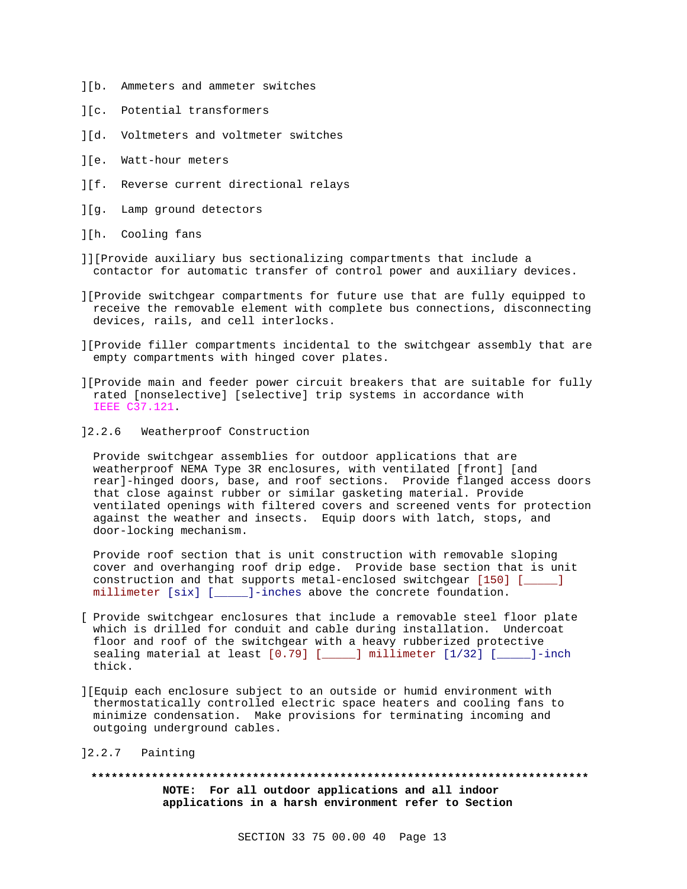][b. Ammeters and ammeter switches

][c. Potential transformers

][d. Voltmeters and voltmeter switches

][e. Watt-hour meters

][f. Reverse current directional relays

][g. Lamp ground detectors

][h. Cooling fans

]][Provide auxiliary bus sectionalizing compartments that include a contactor for automatic transfer of control power and auxiliary devices.

][Provide switchgear compartments for future use that are fully equipped to receive the removable element with complete bus connections, disconnecting devices, rails, and cell interlocks.

][Provide filler compartments incidental to the switchgear assembly that are empty compartments with hinged cover plates.

][Provide main and feeder power circuit breakers that are suitable for fully rated [nonselective] [selective] trip systems in accordance with IEEE C37.121.

]2.2.6 Weatherproof Construction

Provide switchgear assemblies for outdoor applications that are weatherproof NEMA Type 3R enclosures, with ventilated [front] [and rear]-hinged doors, base, and roof sections. Provide flanged access doors that close against rubber or similar gasketing material. Provide ventilated openings with filtered covers and screened vents for protection against the weather and insects. Equip doors with latch, stops, and door-locking mechanism.

Provide roof section that is unit construction with removable sloping cover and overhanging roof drip edge. Provide base section that is unit construction and that supports metal-enclosed switchgear [150] [_____] millimeter [six] [_____]-inches above the concrete foundation.

[ Provide switchgear enclosures that include a removable steel floor plate which is drilled for conduit and cable during installation. Undercoat floor and roof of the switchgear with a heavy rubberized protective sealing material at least [0.79] [_____] millimeter [1/32] [_____]-inch thick.

][Equip each enclosure subject to an outside or humid environment with thermostatically controlled electric space heaters and cooling fans to minimize condensation. Make provisions for terminating incoming and outgoing underground cables.

]2.2.7 Painting

**************************************************************************

**NOTE: For all outdoor applications and all indoor applications in a harsh environment refer to Section**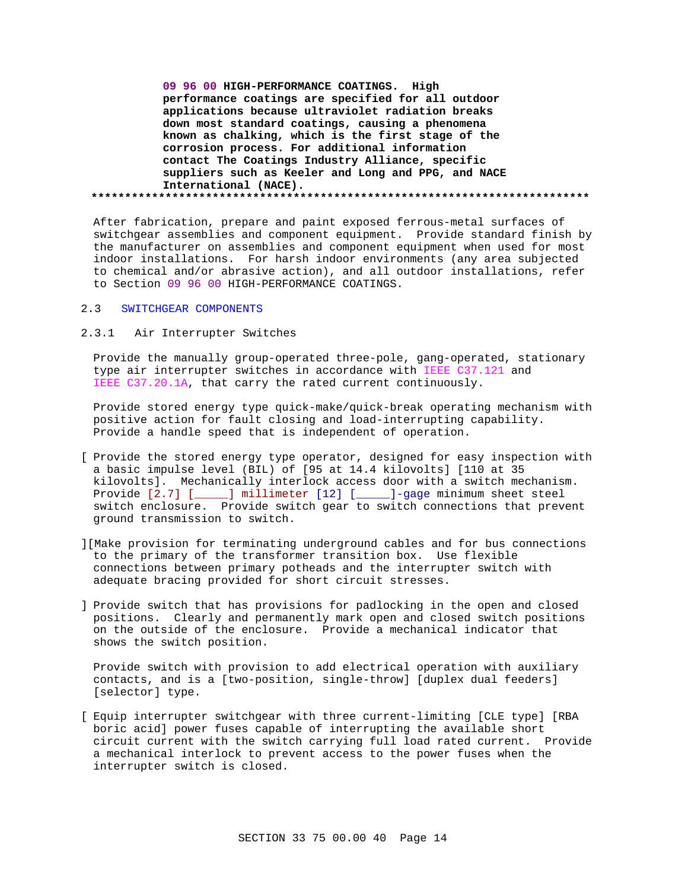**09 96 00 HIGH-PERFORMANCE COATINGS. High performance coatings are specified for all outdoor applications because ultraviolet radiation breaks down most standard coatings, causing a phenomena known as chalking, which is the first stage of the corrosion process. For additional information contact The Coatings Industry Alliance, specific suppliers such as Keeler and Long and PPG, and NACE International (NACE).**

**************************************************************************

After fabrication, prepare and paint exposed ferrous-metal surfaces of switchgear assemblies and component equipment. Provide standard finish by the manufacturer on assemblies and component equipment when used for most indoor installations. For harsh indoor environments (any area subjected to chemical and/or abrasive action), and all outdoor installations, refer to Section 09 96 00 HIGH-PERFORMANCE COATINGS.

## 2.3 SWITCHGEAR COMPONENTS

### 2.3.1 Air Interrupter Switches

Provide the manually group-operated three-pole, gang-operated, stationary type air interrupter switches in accordance with IEEE C37.121 and IEEE C37.20.1A, that carry the rated current continuously.

Provide stored energy type quick-make/quick-break operating mechanism with positive action for fault closing and load-interrupting capability. Provide a handle speed that is independent of operation.

[ Provide the stored energy type operator, designed for easy inspection with a basic impulse level (BIL) of [95 at 14.4 kilovolts] [110 at 35 kilovolts]. Mechanically interlock access door with a switch mechanism. Provide [2.7] [_____] millimeter [12] [_____]-gage minimum sheet steel switch enclosure. Provide switch gear to switch connections that prevent ground transmission to switch.

][Make provision for terminating underground cables and for bus connections to the primary of the transformer transition box. Use flexible connections between primary potheads and the interrupter switch with adequate bracing provided for short circuit stresses.

] Provide switch that has provisions for padlocking in the open and closed positions. Clearly and permanently mark open and closed switch positions on the outside of the enclosure. Provide a mechanical indicator that shows the switch position.

Provide switch with provision to add electrical operation with auxiliary contacts, and is a [two-position, single-throw] [duplex dual feeders] [selector] type.

[ Equip interrupter switchgear with three current-limiting [CLE type] [RBA boric acid] power fuses capable of interrupting the available short circuit current with the switch carrying full load rated current. Provide a mechanical interlock to prevent access to the power fuses when the interrupter switch is closed.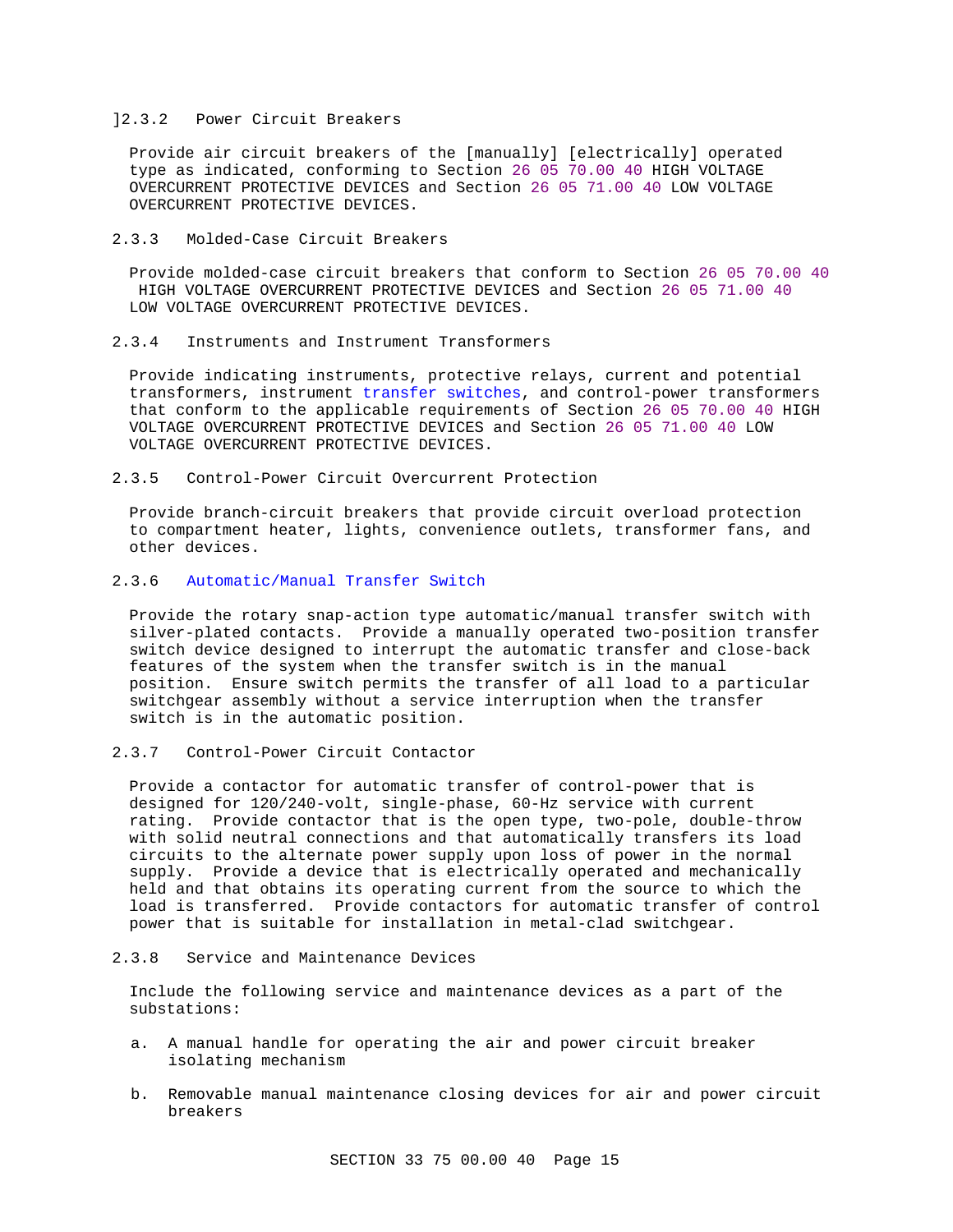]2.3.2 Power Circuit Breakers

Provide air circuit breakers of the [manually] [electrically] operated type as indicated, conforming to Section 26 05 70.00 40 HIGH VOLTAGE OVERCURRENT PROTECTIVE DEVICES and Section 26 05 71.00 40 LOW VOLTAGE OVERCURRENT PROTECTIVE DEVICES.

2.3.3 Molded-Case Circuit Breakers

Provide molded-case circuit breakers that conform to Section 26 05 70.00 40 HIGH VOLTAGE OVERCURRENT PROTECTIVE DEVICES and Section 26 05 71.00 40 LOW VOLTAGE OVERCURRENT PROTECTIVE DEVICES.

2.3.4 Instruments and Instrument Transformers

Provide indicating instruments, protective relays, current and potential transformers, instrument transfer switches, and control-power transformers that conform to the applicable requirements of Section 26 05 70.00 40 HIGH VOLTAGE OVERCURRENT PROTECTIVE DEVICES and Section 26 05 71.00 40 LOW VOLTAGE OVERCURRENT PROTECTIVE DEVICES.

2.3.5 Control-Power Circuit Overcurrent Protection

Provide branch-circuit breakers that provide circuit overload protection to compartment heater, lights, convenience outlets, transformer fans, and other devices.

2.3.6 Automatic/Manual Transfer Switch

Provide the rotary snap-action type automatic/manual transfer switch with silver-plated contacts. Provide a manually operated two-position transfer switch device designed to interrupt the automatic transfer and close-back features of the system when the transfer switch is in the manual position. Ensure switch permits the transfer of all load to a particular switchgear assembly without a service interruption when the transfer switch is in the automatic position.

2.3.7 Control-Power Circuit Contactor

Provide a contactor for automatic transfer of control-power that is designed for 120/240-volt, single-phase, 60-Hz service with current rating. Provide contactor that is the open type, two-pole, double-throw with solid neutral connections and that automatically transfers its load circuits to the alternate power supply upon loss of power in the normal supply. Provide a device that is electrically operated and mechanically held and that obtains its operating current from the source to which the load is transferred. Provide contactors for automatic transfer of control power that is suitable for installation in metal-clad switchgear.

2.3.8 Service and Maintenance Devices

Include the following service and maintenance devices as a part of the substations:

a. A manual handle for operating the air and power circuit breaker isolating mechanism

b. Removable manual maintenance closing devices for air and power circuit breakers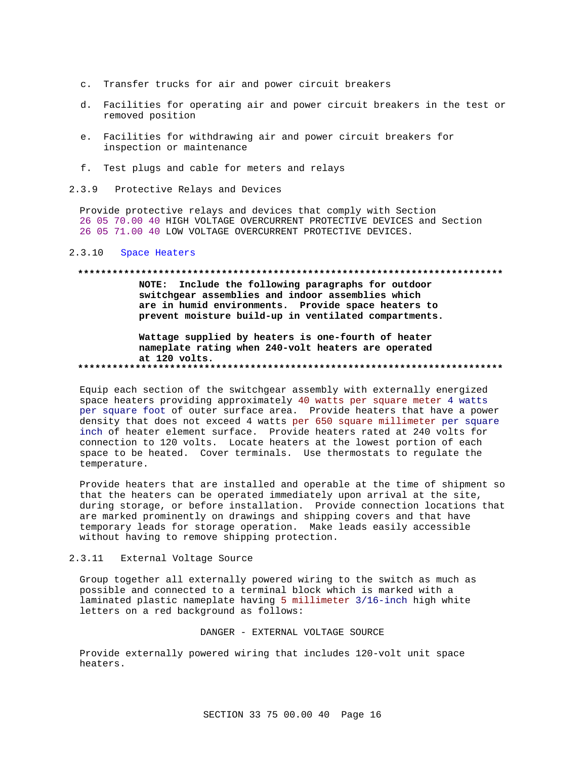c. Transfer trucks for air and power circuit breakers

d. Facilities for operating air and power circuit breakers in the test or removed position

e. Facilities for withdrawing air and power circuit breakers for inspection or maintenance

f. Test plugs and cable for meters and relays

### 2.3.9 Protective Relays and Devices

Provide protective relays and devices that comply with Section 26 05 70.00 40 HIGH VOLTAGE OVERCURRENT PROTECTIVE DEVICES and Section 26 05 71.00 40 LOW VOLTAGE OVERCURRENT PROTECTIVE DEVICES.

### 2.3.10 Space Heaters

**************************************************************************

**NOTE: Include the following paragraphs for outdoor switchgear assemblies and indoor assemblies which are in humid environments. Provide space heaters to prevent moisture build-up in ventilated compartments.**

**Wattage supplied by heaters is one-fourth of heater nameplate rating when 240-volt heaters are operated at 120 volts.**

**************************************************************************

Equip each section of the switchgear assembly with externally energized space heaters providing approximately 40 watts per square meter 4 watts per square foot of outer surface area. Provide heaters that have a power density that does not exceed 4 watts per 650 square millimeter per square inch of heater element surface. Provide heaters rated at 240 volts for connection to 120 volts. Locate heaters at the lowest portion of each space to be heated. Cover terminals. Use thermostats to regulate the temperature.

Provide heaters that are installed and operable at the time of shipment so that the heaters can be operated immediately upon arrival at the site, during storage, or before installation. Provide connection locations that are marked prominently on drawings and shipping covers and that have temporary leads for storage operation. Make leads easily accessible without having to remove shipping protection.

### 2.3.11 External Voltage Source

Group together all externally powered wiring to the switch as much as possible and connected to a terminal block which is marked with a laminated plastic nameplate having 5 millimeter 3/16-inch high white letters on a red background as follows:

DANGER - EXTERNAL VOLTAGE SOURCE

Provide externally powered wiring that includes 120-volt unit space heaters.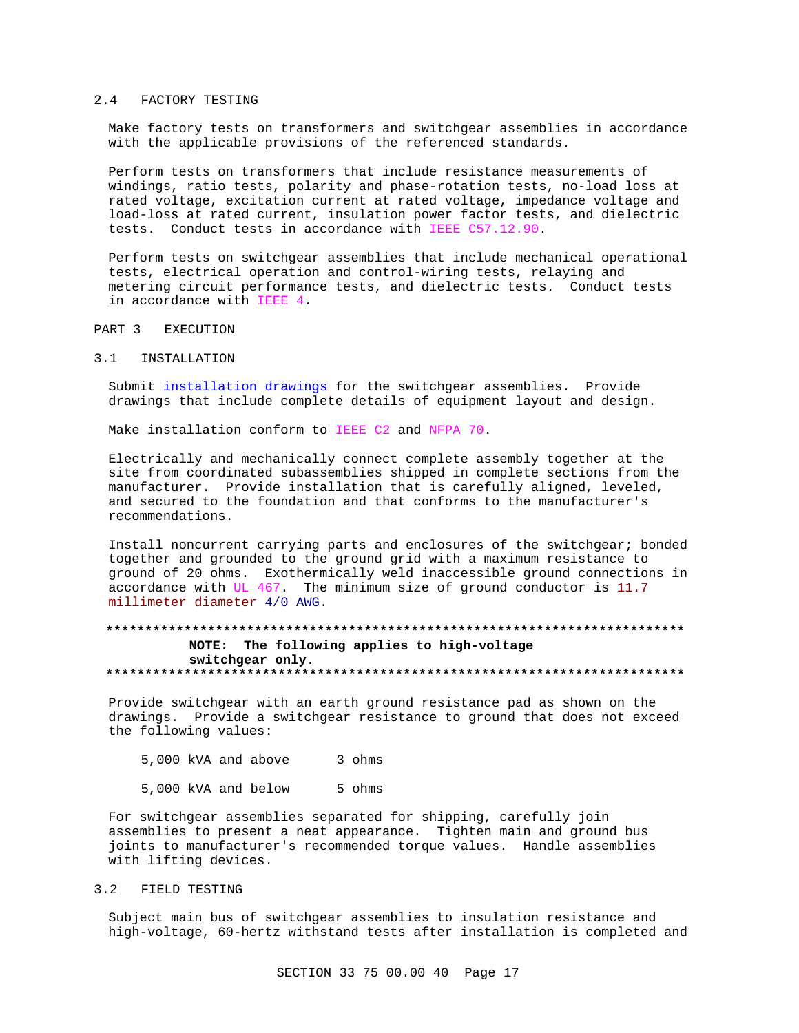## 2.4 FACTORY TESTING

Make factory tests on transformers and switchgear assemblies in accordance with the applicable provisions of the referenced standards.

Perform tests on transformers that include resistance measurements of windings, ratio tests, polarity and phase-rotation tests, no-load loss at rated voltage, excitation current at rated voltage, impedance voltage and load-loss at rated current, insulation power factor tests, and dielectric tests. Conduct tests in accordance with IEEE C57.12.90.

Perform tests on switchgear assemblies that include mechanical operational tests, electrical operation and control-wiring tests, relaying and metering circuit performance tests, and dielectric tests. Conduct tests in accordance with IEEE 4.

# PART 3 EXECUTION

## 3.1 INSTALLATION

Submit installation drawings for the switchgear assemblies. Provide drawings that include complete details of equipment layout and design.

Make installation conform to IEEE C2 and NFPA 70.

Electrically and mechanically connect complete assembly together at the site from coordinated subassemblies shipped in complete sections from the manufacturer. Provide installation that is carefully aligned, leveled, and secured to the foundation and that conforms to the manufacturer's recommendations.

Install noncurrent carrying parts and enclosures of the switchgear; bonded together and grounded to the ground grid with a maximum resistance to ground of 20 ohms. Exothermically weld inaccessible ground connections in accordance with UL 467. The minimum size of ground conductor is 11.7 millimeter diameter 4/0 AWG.

**************************************************************************

**NOTE: The following applies to high-voltage switchgear only.**

**************************************************************************

Provide switchgear with an earth ground resistance pad as shown on the drawings. Provide a switchgear resistance to ground that does not exceed the following values:

| | |
|---|---|
| 5,000 kVA and above | 3 ohms |
| 5,000 kVA and below | 5 ohms |

For switchgear assemblies separated for shipping, carefully join assemblies to present a neat appearance. Tighten main and ground bus joints to manufacturer's recommended torque values. Handle assemblies with lifting devices.

## 3.2 FIELD TESTING

Subject main bus of switchgear assemblies to insulation resistance and high-voltage, 60-hertz withstand tests after installation is completed and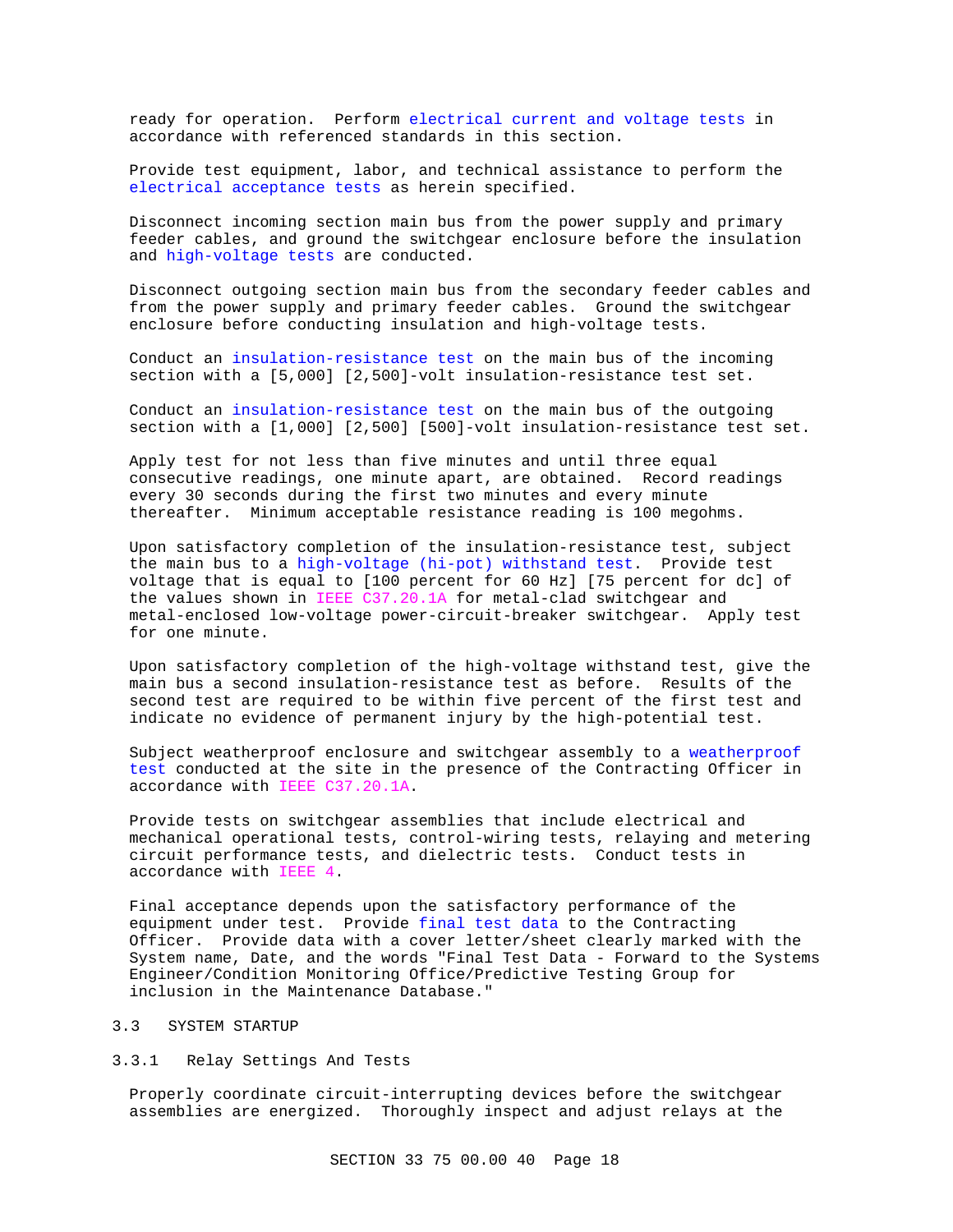ready for operation. Perform electrical current and voltage tests in accordance with referenced standards in this section.

Provide test equipment, labor, and technical assistance to perform the electrical acceptance tests as herein specified.

Disconnect incoming section main bus from the power supply and primary feeder cables, and ground the switchgear enclosure before the insulation and high-voltage tests are conducted.

Disconnect outgoing section main bus from the secondary feeder cables and from the power supply and primary feeder cables. Ground the switchgear enclosure before conducting insulation and high-voltage tests.

Conduct an insulation-resistance test on the main bus of the incoming section with a [5,000] [2,500]-volt insulation-resistance test set.

Conduct an insulation-resistance test on the main bus of the outgoing section with a [1,000] [2,500] [500]-volt insulation-resistance test set.

Apply test for not less than five minutes and until three equal consecutive readings, one minute apart, are obtained. Record readings every 30 seconds during the first two minutes and every minute thereafter. Minimum acceptable resistance reading is 100 megohms.

Upon satisfactory completion of the insulation-resistance test, subject the main bus to a high-voltage (hi-pot) withstand test. Provide test voltage that is equal to [100 percent for 60 Hz] [75 percent for dc] of the values shown in IEEE C37.20.1A for metal-clad switchgear and metal-enclosed low-voltage power-circuit-breaker switchgear. Apply test for one minute.

Upon satisfactory completion of the high-voltage withstand test, give the main bus a second insulation-resistance test as before. Results of the second test are required to be within five percent of the first test and indicate no evidence of permanent injury by the high-potential test.

Subject weatherproof enclosure and switchgear assembly to a weatherproof test conducted at the site in the presence of the Contracting Officer in accordance with IEEE C37.20.1A.

Provide tests on switchgear assemblies that include electrical and mechanical operational tests, control-wiring tests, relaying and metering circuit performance tests, and dielectric tests. Conduct tests in accordance with IEEE 4.

Final acceptance depends upon the satisfactory performance of the equipment under test. Provide final test data to the Contracting Officer. Provide data with a cover letter/sheet clearly marked with the System name, Date, and the words "Final Test Data - Forward to the Systems Engineer/Condition Monitoring Office/Predictive Testing Group for inclusion in the Maintenance Database."

## 3.3 SYSTEM STARTUP

### 3.3.1 Relay Settings And Tests

Properly coordinate circuit-interrupting devices before the switchgear assemblies are energized. Thoroughly inspect and adjust relays at the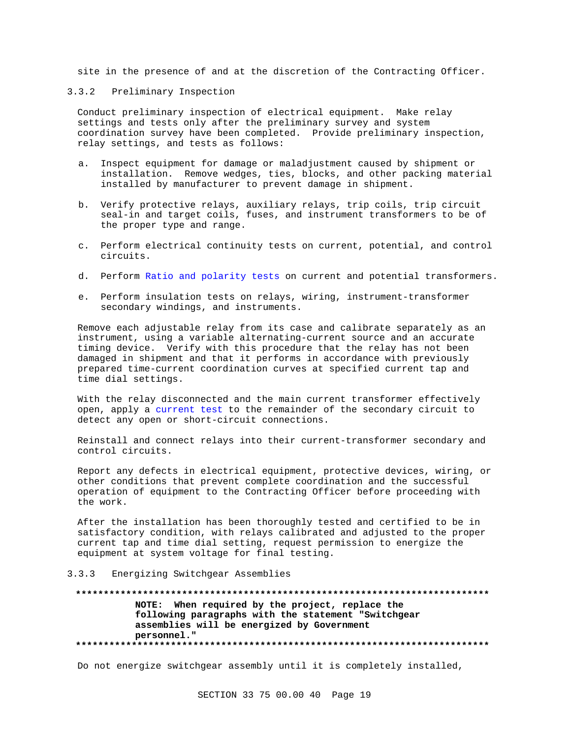site in the presence of and at the discretion of the Contracting Officer.

### 3.3.2 Preliminary Inspection

Conduct preliminary inspection of electrical equipment. Make relay settings and tests only after the preliminary survey and system coordination survey have been completed. Provide preliminary inspection, relay settings, and tests as follows:

a. Inspect equipment for damage or maladjustment caused by shipment or installation. Remove wedges, ties, blocks, and other packing material installed by manufacturer to prevent damage in shipment.

b. Verify protective relays, auxiliary relays, trip coils, trip circuit seal-in and target coils, fuses, and instrument transformers to be of the proper type and range.

c. Perform electrical continuity tests on current, potential, and control circuits.

d. Perform Ratio and polarity tests on current and potential transformers.

e. Perform insulation tests on relays, wiring, instrument-transformer secondary windings, and instruments.

Remove each adjustable relay from its case and calibrate separately as an instrument, using a variable alternating-current source and an accurate timing device. Verify with this procedure that the relay has not been damaged in shipment and that it performs in accordance with previously prepared time-current coordination curves at specified current tap and time dial settings.

With the relay disconnected and the main current transformer effectively open, apply a current test to the remainder of the secondary circuit to detect any open or short-circuit connections.

Reinstall and connect relays into their current-transformer secondary and control circuits.

Report any defects in electrical equipment, protective devices, wiring, or other conditions that prevent complete coordination and the successful operation of equipment to the Contracting Officer before proceeding with the work.

After the installation has been thoroughly tested and certified to be in satisfactory condition, with relays calibrated and adjusted to the proper current tap and time dial setting, request permission to energize the equipment at system voltage for final testing.

### 3.3.3 Energizing Switchgear Assemblies

**************************************************************************

**NOTE: When required by the project, replace the following paragraphs with the statement "Switchgear assemblies will be energized by Government personnel."**

**************************************************************************

Do not energize switchgear assembly until it is completely installed,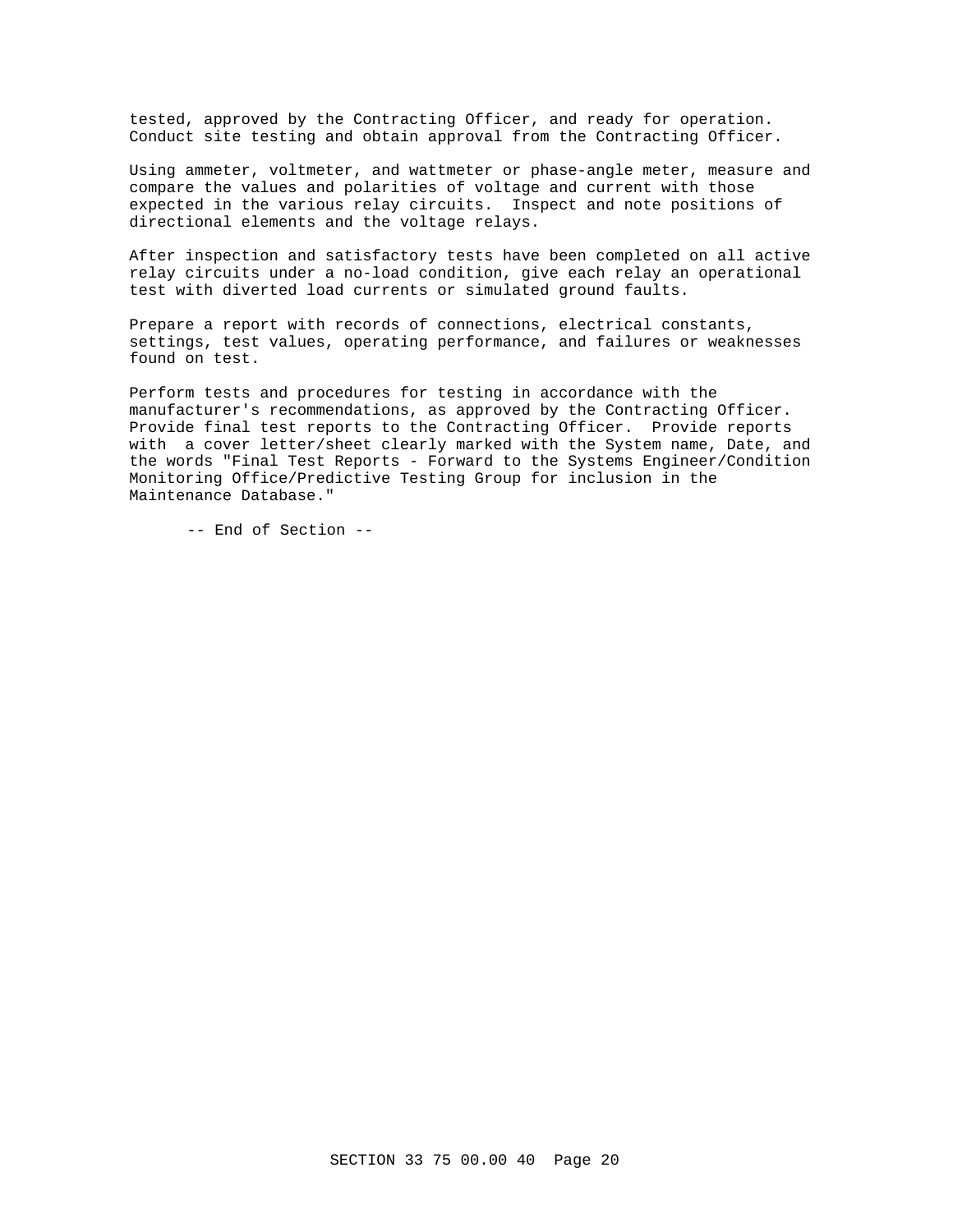tested, approved by the Contracting Officer, and ready for operation. Conduct site testing and obtain approval from the Contracting Officer.

Using ammeter, voltmeter, and wattmeter or phase-angle meter, measure and compare the values and polarities of voltage and current with those expected in the various relay circuits. Inspect and note positions of directional elements and the voltage relays.

After inspection and satisfactory tests have been completed on all active relay circuits under a no-load condition, give each relay an operational test with diverted load currents or simulated ground faults.

Prepare a report with records of connections, electrical constants, settings, test values, operating performance, and failures or weaknesses found on test.

Perform tests and procedures for testing in accordance with the manufacturer's recommendations, as approved by the Contracting Officer. Provide final test reports to the Contracting Officer. Provide reports with a cover letter/sheet clearly marked with the System name, Date, and the words "Final Test Reports - Forward to the Systems Engineer/Condition Monitoring Office/Predictive Testing Group for inclusion in the Maintenance Database."

-- End of Section --